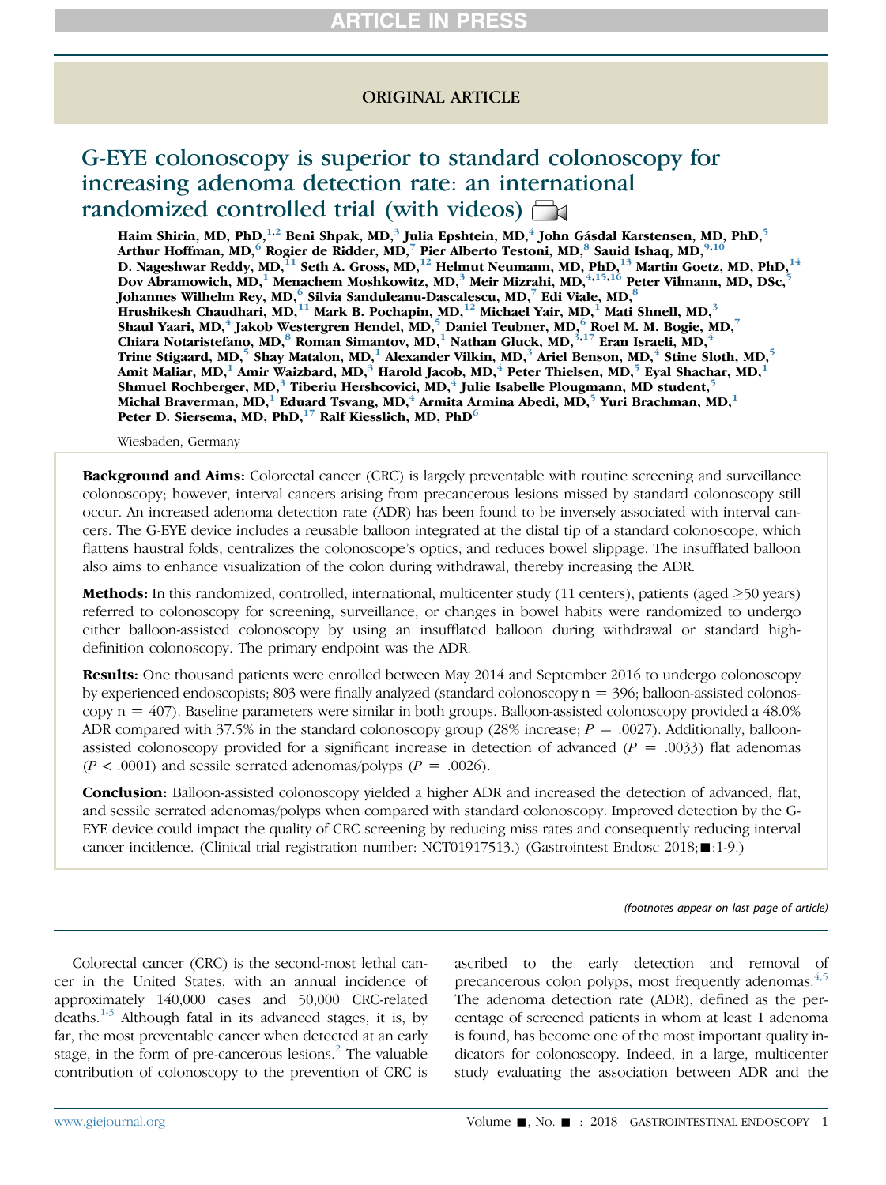ORIGINAL ARTICLE

# G-EYE colonoscopy is superior to standard colonoscopy for increasing adenoma detection rate: an international randomized controlled trial (with videos)

Haim Shirin, MD, PhD,[1,2] Beni Shpak, MD,[3] Julia Epshtein, MD,[4] John Gásdal Karstensen, MD, PhD,[5] Arthur Hoffman, MD,[6] Rogier de Ridder, MD,[7] Pier Alberto Testoni, MD,[8] Sauid Ishaq, MD,[9,10] D. Nageshwar Reddy, MD,[11] Seth A. Gross, MD,[12] Helmut Neumann, MD, PhD,[13] Martin Goetz, MD, PhD,[14] Dov Abramowich, MD,[1] Menachem Moshkowitz, MD,[3] Meir Mizrahi, MD,[4,15,16] Peter Vilmann, MD, DSc,[5] Johannes Wilhelm Rey, MD,[6] Silvia Sanduleanu-Dascalescu, MD,[7] Edi Viale, MD,[8] Hrushikesh Chaudhari, MD,[11] Mark B. Pochapin, MD,[12] Michael Yair, MD,[1] Mati Shnell, MD,[3] Shaul Yaari, MD,[4] Jakob Westergren Hendel, MD,[5] Daniel Teubner, MD,[6] Roel M. M. Bogie, MD,[7] Chiara Notaristefano, MD,[8] Roman Simantov, MD,[1] Nathan Gluck, MD,[3,17] Eran Israeli, MD,[4] Trine Stigaard, MD,[5] Shay Matalon, MD,[1] Alexander Vilkin, MD,[3] Ariel Benson, MD,[4] Stine Sloth, MD,[5] Amit Maliar, MD,[1] Amir Waizbard, MD,[3] Harold Jacob, MD,[4] Peter Thielsen, MD,[5] Eyal Shachar, MD,[1] Shmuel Rochberger, MD,[3] Tiberiu Hershcovici, MD,[4] Julie Isabelle Plougmann, MD student,[5] Michal Braverman, MD,[1] Eduard Tsvang, MD,[4] Armita Armina Abedi, MD,[5] Yuri Brachman, MD,[1] Peter D. Siersema, MD, PhD,[17] Ralf Kiesslich, MD, PhD[6]

Wiesbaden, Germany

**Background and Aims:** Colorectal cancer (CRC) is largely preventable with routine screening and surveillance colonoscopy; however, interval cancers arising from precancerous lesions missed by standard colonoscopy still occur. An increased adenoma detection rate (ADR) has been found to be inversely associated with interval cancers. The G-EYE device includes a reusable balloon integrated at the distal tip of a standard colonoscope, which flattens haustral folds, centralizes the colonoscope's optics, and reduces bowel slippage. The insufflated balloon also aims to enhance visualization of the colon during withdrawal, thereby increasing the ADR.

**Methods:** In this randomized, controlled, international, multicenter study (11 centers), patients (aged ≥50 years) referred to colonoscopy for screening, surveillance, or changes in bowel habits were randomized to undergo either balloon-assisted colonoscopy by using an insufflated balloon during withdrawal or standard high-definition colonoscopy. The primary endpoint was the ADR.

**Results:** One thousand patients were enrolled between May 2014 and September 2016 to undergo colonoscopy by experienced endoscopists; 803 were finally analyzed (standard colonoscopy n = 396; balloon-assisted colonoscopy n = 407). Baseline parameters were similar in both groups. Balloon-assisted colonoscopy provided a 48.0% ADR compared with 37.5% in the standard colonoscopy group (28% increase; $P = .0027$). Additionally, balloon-assisted colonoscopy provided for a significant increase in detection of advanced ($P = .0033$) flat adenomas ($P < .0001$) and sessile serrated adenomas/polyps ($P = .0026$).

**Conclusion:** Balloon-assisted colonoscopy yielded a higher ADR and increased the detection of advanced, flat, and sessile serrated adenomas/polyps when compared with standard colonoscopy. Improved detection by the G-EYE device could impact the quality of CRC screening by reducing miss rates and consequently reducing interval cancer incidence. (Clinical trial registration number: NCT01917513.) (Gastrointest Endosc 2018;■:1-9.)

*(footnotes appear on last page of article)*

Colorectal cancer (CRC) is the second-most lethal cancer in the United States, with an annual incidence of approximately 140,000 cases and 50,000 CRC-related deaths.[1-3] Although fatal in its advanced stages, it is, by far, the most preventable cancer when detected at an early stage, in the form of pre-cancerous lesions.[2] The valuable contribution of colonoscopy to the prevention of CRC is ascribed to the early detection and removal of precancerous colon polyps, most frequently adenomas.[4,5] The adenoma detection rate (ADR), defined as the percentage of screened patients in whom at least 1 adenoma is found, has become one of the most important quality indicators for colonoscopy. Indeed, in a large, multicenter study evaluating the association between ADR and the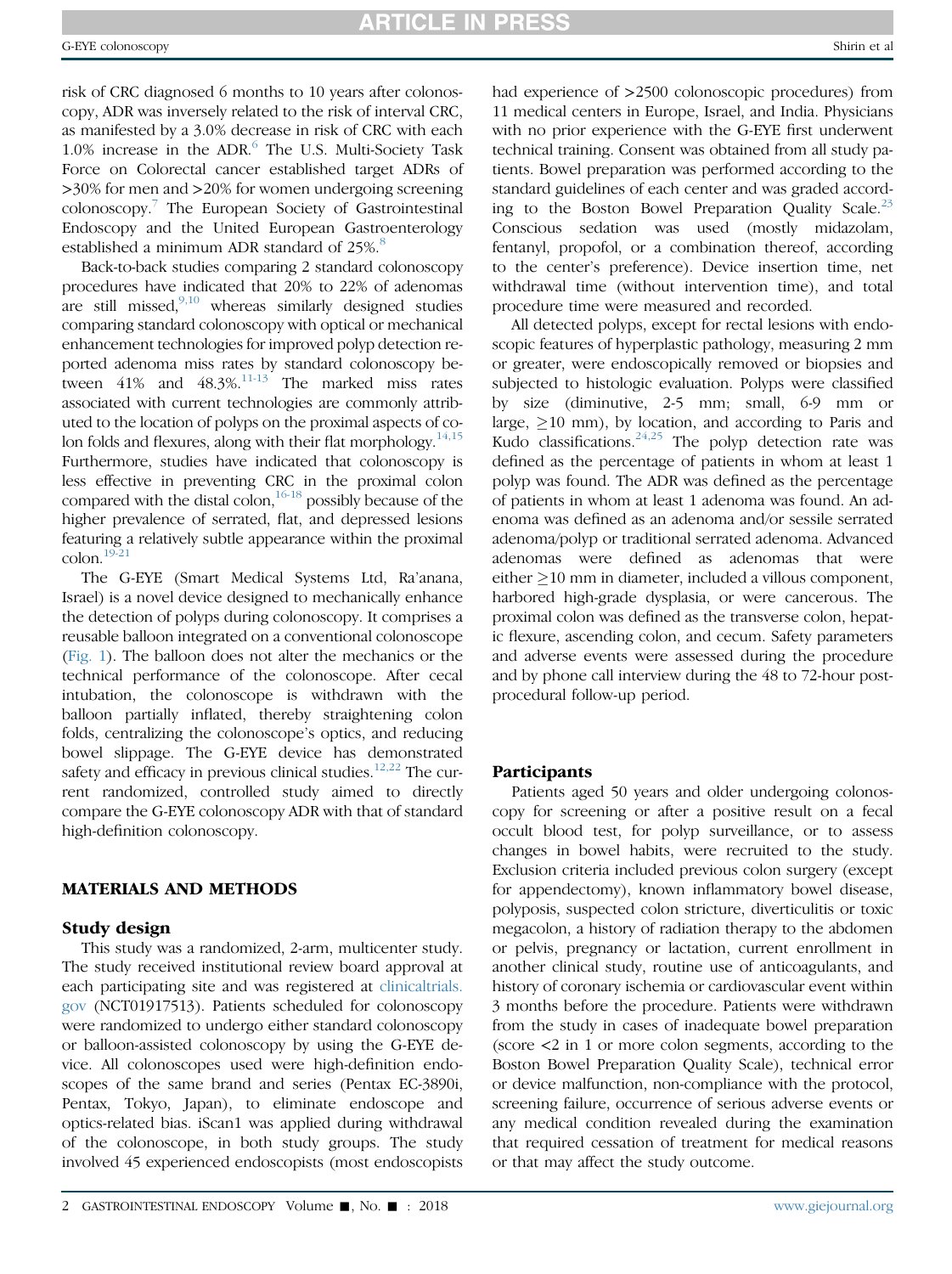risk of CRC diagnosed 6 months to 10 years after colonoscopy, ADR was inversely related to the risk of interval CRC, as manifested by a 3.0% decrease in risk of CRC with each 1.0% increase in the ADR.[6] The U.S. Multi-Society Task Force on Colorectal cancer established target ADRs of >30% for men and >20% for women undergoing screening colonoscopy.[7] The European Society of Gastrointestinal Endoscopy and the United European Gastroenterology established a minimum ADR standard of 25%.[8]

Back-to-back studies comparing 2 standard colonoscopy procedures have indicated that 20% to 22% of adenomas are still missed,[9,10] whereas similarly designed studies comparing standard colonoscopy with optical or mechanical enhancement technologies for improved polyp detection reported adenoma miss rates by standard colonoscopy between 41% and 48.3%.[11-13] The marked miss rates associated with current technologies are commonly attributed to the location of polyps on the proximal aspects of colon folds and flexures, along with their flat morphology.[14,15] Furthermore, studies have indicated that colonoscopy is less effective in preventing CRC in the proximal colon compared with the distal colon,[16-18] possibly because of the higher prevalence of serrated, flat, and depressed lesions featuring a relatively subtle appearance within the proximal colon.[19-21]

The G-EYE (Smart Medical Systems Ltd, Ra'anana, Israel) is a novel device designed to mechanically enhance the detection of polyps during colonoscopy. It comprises a reusable balloon integrated on a conventional colonoscope (Fig. 1). The balloon does not alter the mechanics or the technical performance of the colonoscope. After cecal intubation, the colonoscope is withdrawn with the balloon partially inflated, thereby straightening colon folds, centralizing the colonoscope's optics, and reducing bowel slippage. The G-EYE device has demonstrated safety and efficacy in previous clinical studies.[12,22] The current randomized, controlled study aimed to directly compare the G-EYE colonoscopy ADR with that of standard high-definition colonoscopy.

## MATERIALS AND METHODS

### Study design

This study was a randomized, 2-arm, multicenter study. The study received institutional review board approval at each participating site and was registered at clinicaltrials.gov (NCT01917513). Patients scheduled for colonoscopy were randomized to undergo either standard colonoscopy or balloon-assisted colonoscopy by using the G-EYE device. All colonoscopes used were high-definition endoscopes of the same brand and series (Pentax EC-3890i, Pentax, Tokyo, Japan), to eliminate endoscope and optics-related bias. iScan1 was applied during withdrawal of the colonoscope, in both study groups. The study involved 45 experienced endoscopists (most endoscopists had experience of >2500 colonoscopic procedures) from 11 medical centers in Europe, Israel, and India. Physicians with no prior experience with the G-EYE first underwent technical training. Consent was obtained from all study patients. Bowel preparation was performed according to the standard guidelines of each center and was graded according to the Boston Bowel Preparation Quality Scale.[23] Conscious sedation was used (mostly midazolam, fentanyl, propofol, or a combination thereof, according to the center's preference). Device insertion time, net withdrawal time (without intervention time), and total procedure time were measured and recorded.

All detected polyps, except for rectal lesions with endoscopic features of hyperplastic pathology, measuring 2 mm or greater, were endoscopically removed or biopsies and subjected to histologic evaluation. Polyps were classified by size (diminutive, 2-5 mm; small, 6-9 mm or large, ≥10 mm), by location, and according to Paris and Kudo classifications.[24,25] The polyp detection rate was defined as the percentage of patients in whom at least 1 polyp was found. The ADR was defined as the percentage of patients in whom at least 1 adenoma was found. An adenoma was defined as an adenoma and/or sessile serrated adenoma/polyp or traditional serrated adenoma. Advanced adenomas were defined as adenomas that were either ≥10 mm in diameter, included a villous component, harbored high-grade dysplasia, or were cancerous. The proximal colon was defined as the transverse colon, hepatic flexure, ascending colon, and cecum. Safety parameters and adverse events were assessed during the procedure and by phone call interview during the 48 to 72-hour post-procedural follow-up period.

### Participants

Patients aged 50 years and older undergoing colonoscopy for screening or after a positive result on a fecal occult blood test, for polyp surveillance, or to assess changes in bowel habits, were recruited to the study. Exclusion criteria included previous colon surgery (except for appendectomy), known inflammatory bowel disease, polyposis, suspected colon stricture, diverticulitis or toxic megacolon, a history of radiation therapy to the abdomen or pelvis, pregnancy or lactation, current enrollment in another clinical study, routine use of anticoagulants, and history of coronary ischemia or cardiovascular event within 3 months before the procedure. Patients were withdrawn from the study in cases of inadequate bowel preparation (score <2 in 1 or more colon segments, according to the Boston Bowel Preparation Quality Scale), technical error or device malfunction, non-compliance with the protocol, screening failure, occurrence of serious adverse events or any medical condition revealed during the examination that required cessation of treatment for medical reasons or that may affect the study outcome.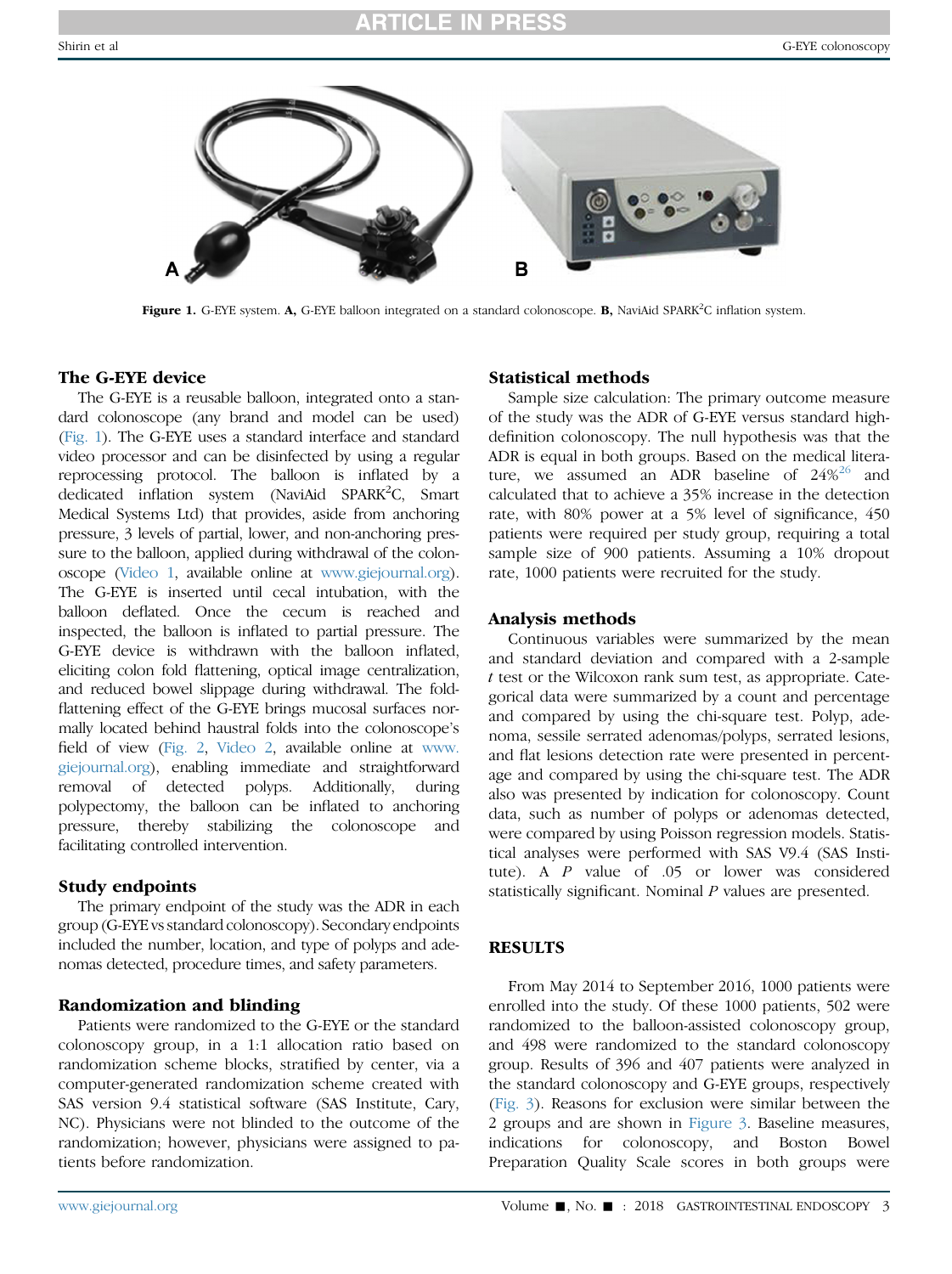Figure 1. G-EYE system. **A,** G-EYE balloon integrated on a standard colonoscope. **B,** NaviAid SPARK$^2$C inflation system.

### The G-EYE device

The G-EYE is a reusable balloon, integrated onto a standard colonoscope (any brand and model can be used) (Fig. 1). The G-EYE uses a standard interface and standard video processor and can be disinfected by using a regular reprocessing protocol. The balloon is inflated by a dedicated inflation system (NaviAid SPARK$^2$C, Smart Medical Systems Ltd) that provides, aside from anchoring pressure, 3 levels of partial, lower, and non-anchoring pressure to the balloon, applied during withdrawal of the colonoscope (Video 1, available online at www.giejournal.org). The G-EYE is inserted until cecal intubation, with the balloon deflated. Once the cecum is reached and inspected, the balloon is inflated to partial pressure. The G-EYE device is withdrawn with the balloon inflated, eliciting colon fold flattening, optical image centralization, and reduced bowel slippage during withdrawal. The fold-flattening effect of the G-EYE brings mucosal surfaces normally located behind haustral folds into the colonoscope's field of view (Fig. 2, Video 2, available online at www.giejournal.org), enabling immediate and straightforward removal of detected polyps. Additionally, during polypectomy, the balloon can be inflated to anchoring pressure, thereby stabilizing the colonoscope and facilitating controlled intervention.

### Study endpoints

The primary endpoint of the study was the ADR in each group (G-EYE vs standard colonoscopy). Secondary endpoints included the number, location, and type of polyps and adenomas detected, procedure times, and safety parameters.

### Randomization and blinding

Patients were randomized to the G-EYE or the standard colonoscopy group, in a 1:1 allocation ratio based on randomization scheme blocks, stratified by center, via a computer-generated randomization scheme created with SAS version 9.4 statistical software (SAS Institute, Cary, NC). Physicians were not blinded to the outcome of the randomization; however, physicians were assigned to patients before randomization.

### Statistical methods

Sample size calculation: The primary outcome measure of the study was the ADR of G-EYE versus standard high-definition colonoscopy. The null hypothesis was that the ADR is equal in both groups. Based on the medical literature, we assumed an ADR baseline of 24%[26] and calculated that to achieve a 35% increase in the detection rate, with 80% power at a 5% level of significance, 450 patients were required per study group, requiring a total sample size of 900 patients. Assuming a 10% dropout rate, 1000 patients were recruited for the study.

### Analysis methods

Continuous variables were summarized by the mean and standard deviation and compared with a 2-sample *t* test or the Wilcoxon rank sum test, as appropriate. Categorical data were summarized by a count and percentage and compared by using the chi-square test. Polyp, adenoma, sessile serrated adenomas/polyps, serrated lesions, and flat lesions detection rate were presented in percentage and compared by using the chi-square test. The ADR also was presented by indication for colonoscopy. Count data, such as number of polyps or adenomas detected, were compared by using Poisson regression models. Statistical analyses were performed with SAS V9.4 (SAS Institute). A *P* value of .05 or lower was considered statistically significant. Nominal *P* values are presented.

## RESULTS

From May 2014 to September 2016, 1000 patients were enrolled into the study. Of these 1000 patients, 502 were randomized to the balloon-assisted colonoscopy group, and 498 were randomized to the standard colonoscopy group. Results of 396 and 407 patients were analyzed in the standard colonoscopy and G-EYE groups, respectively (Fig. 3). Reasons for exclusion were similar between the 2 groups and are shown in Figure 3. Baseline measures, indications for colonoscopy, and Boston Bowel Preparation Quality Scale scores in both groups were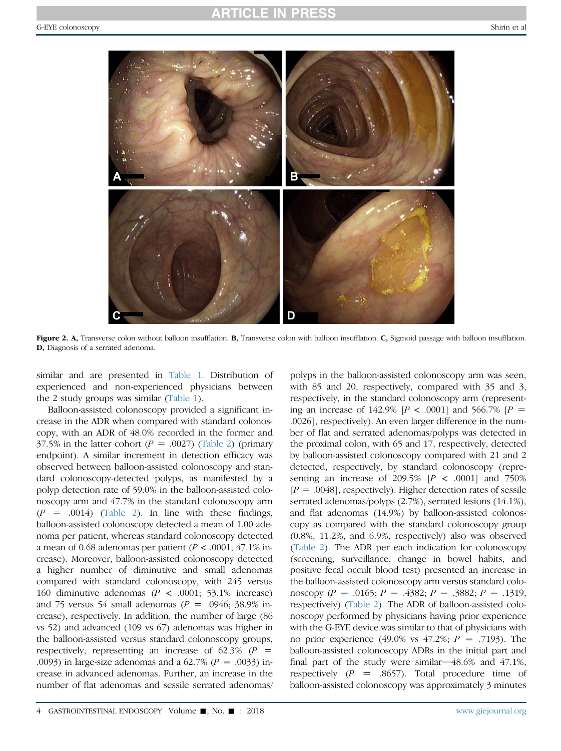Figure 2. **A,** Transverse colon without balloon insufflation. **B,** Transverse colon with balloon insufflation. **C,** Sigmoid passage with balloon insufflation. **D,** Diagnosis of a serrated adenoma.

similar and are presented in Table 1. Distribution of experienced and non-experienced physicians between the 2 study groups was similar (Table 1).

Balloon-assisted colonoscopy provided a significant increase in the ADR when compared with standard colonoscopy, with an ADR of 48.0% recorded in the former and 37.5% in the latter cohort ($P = .0027$) (Table 2) (primary endpoint). A similar increment in detection efficacy was observed between balloon-assisted colonoscopy and standard colonoscopy-detected polyps, as manifested by a polyp detection rate of 59.0% in the balloon-assisted colonoscopy arm and 47.7% in the standard colonoscopy arm ($P = .0014$) (Table 2). In line with these findings, balloon-assisted colonoscopy detected a mean of 1.00 adenoma per patient, whereas standard colonoscopy detected a mean of 0.68 adenomas per patient ($P < .0001$; 47.1% increase). Moreover, balloon-assisted colonoscopy detected a higher number of diminutive and small adenomas compared with standard colonoscopy, with 245 versus 160 diminutive adenomas ($P < .0001$; 53.1% increase) and 75 versus 54 small adenomas ($P = .0946$; 38.9% increase), respectively. In addition, the number of large (86 vs 52) and advanced (109 vs 67) adenomas was higher in the balloon-assisted versus standard colonoscopy groups, respectively, representing an increase of 62.3% ($P = .0093$) in large-size adenomas and a 62.7% ($P = .0033$) increase in advanced adenomas. Further, an increase in the number of flat adenomas and sessile serrated adenomas/polyps in the balloon-assisted colonoscopy arm was seen, with 85 and 20, respectively, compared with 35 and 3, respectively, in the standard colonoscopy arm (representing an increase of 142.9% [$P < .0001$] and 566.7% [$P = .0026$], respectively). An even larger difference in the number of flat and serrated adenomas/polyps was detected in the proximal colon, with 65 and 17, respectively, detected by balloon-assisted colonoscopy compared with 21 and 2 detected, respectively, by standard colonoscopy (representing an increase of 209.5% [$P < .0001$] and 750% [$P = .0048$], respectively). Higher detection rates of sessile serrated adenomas/polyps (2.7%), serrated lesions (14.1%), and flat adenomas (14.9%) by balloon-assisted colonoscopy as compared with the standard colonoscopy group (0.8%, 11.2%, and 6.9%, respectively) also was observed (Table 2). The ADR per each indication for colonoscopy (screening, surveillance, change in bowel habits, and positive fecal occult blood test) presented an increase in the balloon-assisted colonoscopy arm versus standard colonoscopy ($P = .0165$; $P = .4382$; $P = .3882$; $P = .1319$, respectively) (Table 2). The ADR of balloon-assisted colonoscopy performed by physicians having prior experience with the G-EYE device was similar to that of physicians with no prior experience (49.0% vs 47.2%; $P = .7193$). The balloon-assisted colonoscopy ADRs in the initial part and final part of the study were similar—48.6% and 47.1%, respectively ($P = .8657$). Total procedure time of balloon-assisted colonoscopy was approximately 3 minutes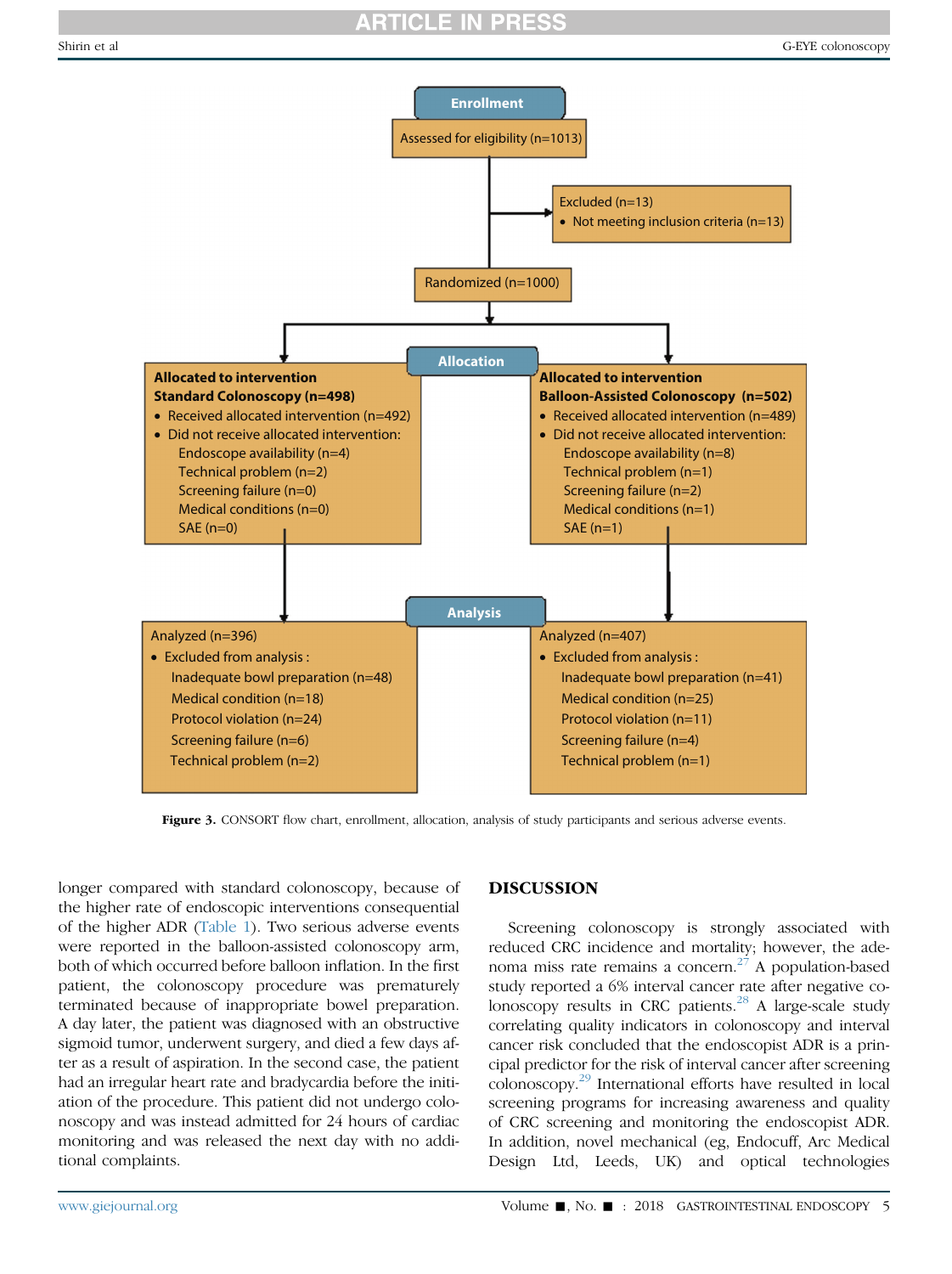Enrollment

Assessed for eligibility (n=1013)

Excluded (n=13)
- Not meeting inclusion criteria (n=13)

Randomized (n=1000)

Allocation

**Allocated to intervention**
**Standard Colonoscopy (n=498)**
- Received allocated intervention (n=492)
- Did not receive allocated intervention:
  - Endoscope availability (n=4)
  - Technical problem (n=2)
  - Screening failure (n=0)
  - Medical conditions (n=0)
  - SAE (n=0)

**Allocated to intervention**
**Balloon-Assisted Colonoscopy (n=502)**
- Received allocated intervention (n=489)
- Did not receive allocated intervention:
  - Endoscope availability (n=8)
  - Technical problem (n=1)
  - Screening failure (n=2)
  - Medical conditions (n=1)
  - SAE (n=1)

Analysis

Analyzed (n=396)
- Excluded from analysis :
  - Inadequate bowel preparation (n=48)
  - Medical condition (n=18)
  - Protocol violation (n=24)
  - Screening failure (n=6)
  - Technical problem (n=2)

Analyzed (n=407)
- Excluded from analysis :
  - Inadequate bowel preparation (n=41)
  - Medical condition (n=25)
  - Protocol violation (n=11)
  - Screening failure (n=4)
  - Technical problem (n=1)

**Figure 3.** CONSORT flow chart, enrollment, allocation, analysis of study participants and serious adverse events.

longer compared with standard colonoscopy, because of the higher rate of endoscopic interventions consequential of the higher ADR (Table 1). Two serious adverse events were reported in the balloon-assisted colonoscopy arm, both of which occurred before balloon inflation. In the first patient, the colonoscopy procedure was prematurely terminated because of inappropriate bowel preparation. A day later, the patient was diagnosed with an obstructive sigmoid tumor, underwent surgery, and died a few days after as a result of aspiration. In the second case, the patient had an irregular heart rate and bradycardia before the initiation of the procedure. This patient did not undergo colonoscopy and was instead admitted for 24 hours of cardiac monitoring and was released the next day with no additional complaints.

## DISCUSSION

Screening colonoscopy is strongly associated with reduced CRC incidence and mortality; however, the adenoma miss rate remains a concern.[27] A population-based study reported a 6% interval cancer rate after negative colonoscopy results in CRC patients.[28] A large-scale study correlating quality indicators in colonoscopy and interval cancer risk concluded that the endoscopist ADR is a principal predictor for the risk of interval cancer after screening colonoscopy.[29] International efforts have resulted in local screening programs for increasing awareness and quality of CRC screening and monitoring the endoscopist ADR. In addition, novel mechanical (eg, Endocuff, Arc Medical Design Ltd, Leeds, UK) and optical technologies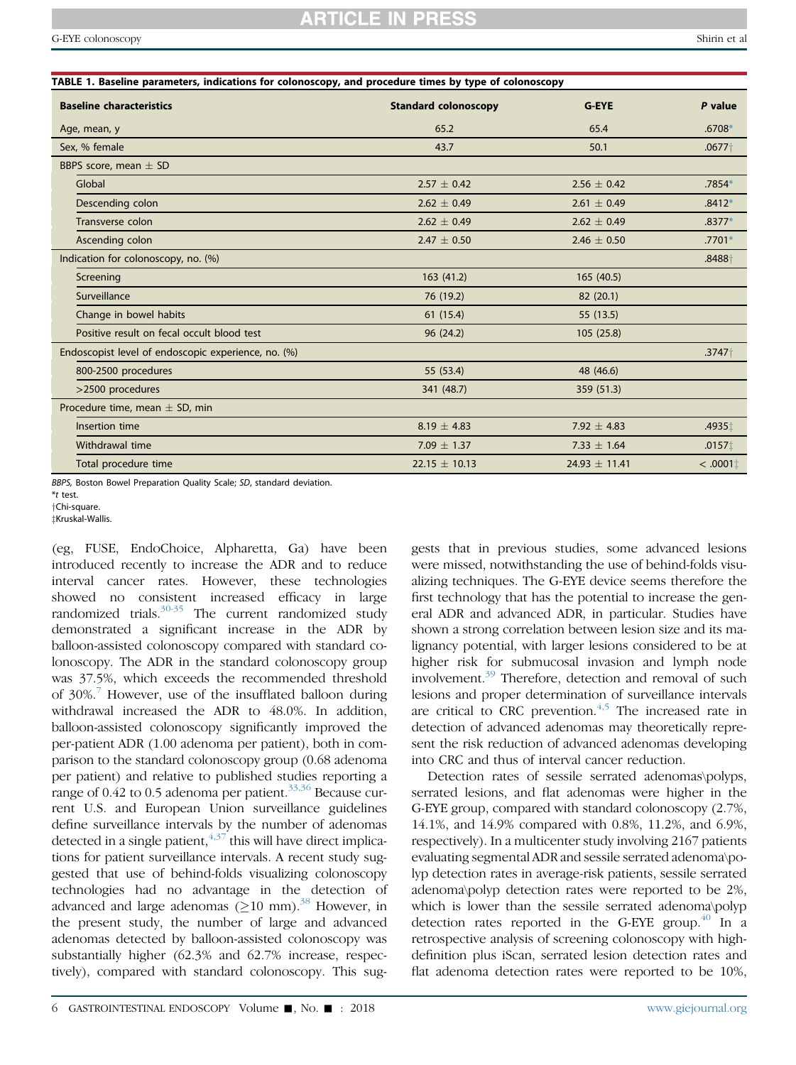**TABLE 1. Baseline parameters, indications for colonoscopy, and procedure times by type of colonoscopy**

| Baseline characteristics | Standard colonoscopy | G-EYE | *P* value |
|---|---|---|---|
| Age, mean, y | 65.2 | 65.4 | .6708* |
| Sex, % female | 43.7 | 50.1 | .0677† |
| BBPS score, mean ± SD | | | |
| Global | 2.57 ± 0.42 | 2.56 ± 0.42 | .7854* |
| Descending colon | 2.62 ± 0.49 | 2.61 ± 0.49 | .8412* |
| Transverse colon | 2.62 ± 0.49 | 2.62 ± 0.49 | .8377* |
| Ascending colon | 2.47 ± 0.50 | 2.46 ± 0.50 | .7701* |
| Indication for colonoscopy, no. (%) | | | .8488† |
| Screening | 163 (41.2) | 165 (40.5) | |
| Surveillance | 76 (19.2) | 82 (20.1) | |
| Change in bowel habits | 61 (15.4) | 55 (13.5) | |
| Positive result on fecal occult blood test | 96 (24.2) | 105 (25.8) | |
| Endoscopist level of endoscopic experience, no. (%) | | | .3747† |
| 800-2500 procedures | 55 (53.4) | 48 (46.6) | |
| >2500 procedures | 341 (48.7) | 359 (51.3) | |
| Procedure time, mean ± SD, min | | | |
| Insertion time | 8.19 ± 4.83 | 7.92 ± 4.83 | .4935‡ |
| Withdrawal time | 7.09 ± 1.37 | 7.33 ± 1.64 | .0157‡ |
| Total procedure time | 22.15 ± 10.13 | 24.93 ± 11.41 | < .0001‡ |

*BBPS*, Boston Bowel Preparation Quality Scale; *SD*, standard deviation.
\**t* test.
†Chi-square.
‡Kruskal-Wallis.

(eg, FUSE, EndoChoice, Alpharetta, Ga) have been introduced recently to increase the ADR and to reduce interval cancer rates. However, these technologies showed no consistent increased efficacy in large randomized trials.[30-35] The current randomized study demonstrated a significant increase in the ADR by balloon-assisted colonoscopy compared with standard colonoscopy. The ADR in the standard colonoscopy group was 37.5%, which exceeds the recommended threshold of 30%.[7] However, use of the insufflated balloon during withdrawal increased the ADR to 48.0%. In addition, balloon-assisted colonoscopy significantly improved the per-patient ADR (1.00 adenoma per patient), both in comparison to the standard colonoscopy group (0.68 adenoma per patient) and relative to published studies reporting a range of 0.42 to 0.5 adenoma per patient.[33,36] Because current U.S. and European Union surveillance guidelines define surveillance intervals by the number of adenomas detected in a single patient,[4,37] this will have direct implications for patient surveillance intervals. A recent study suggested that use of behind-folds visualizing colonoscopy technologies had no advantage in the detection of advanced and large adenomas (≥10 mm).[38] However, in the present study, the number of large and advanced adenomas detected by balloon-assisted colonoscopy was substantially higher (62.3% and 62.7% increase, respectively), compared with standard colonoscopy. This suggests that in previous studies, some advanced lesions were missed, notwithstanding the use of behind-folds visualizing techniques. The G-EYE device seems therefore the first technology that has the potential to increase the general ADR and advanced ADR, in particular. Studies have shown a strong correlation between lesion size and its malignancy potential, with larger lesions considered to be at higher risk for submucosal invasion and lymph node involvement.[39] Therefore, detection and removal of such lesions and proper determination of surveillance intervals are critical to CRC prevention.[4,5] The increased rate in detection of advanced adenomas may theoretically represent the risk reduction of advanced adenomas developing into CRC and thus of interval cancer reduction.

Detection rates of sessile serrated adenomas\polyps, serrated lesions, and flat adenomas were higher in the G-EYE group, compared with standard colonoscopy (2.7%, 14.1%, and 14.9% compared with 0.8%, 11.2%, and 6.9%, respectively). In a multicenter study involving 2167 patients evaluating segmental ADR and sessile serrated adenoma\polyp detection rates in average-risk patients, sessile serrated adenoma\polyp detection rates were reported to be 2%, which is lower than the sessile serrated adenoma\polyp detection rates reported in the G-EYE group.[40] In a retrospective analysis of screening colonoscopy with high-definition plus iScan, serrated lesion detection rates and flat adenoma detection rates were reported to be 10%,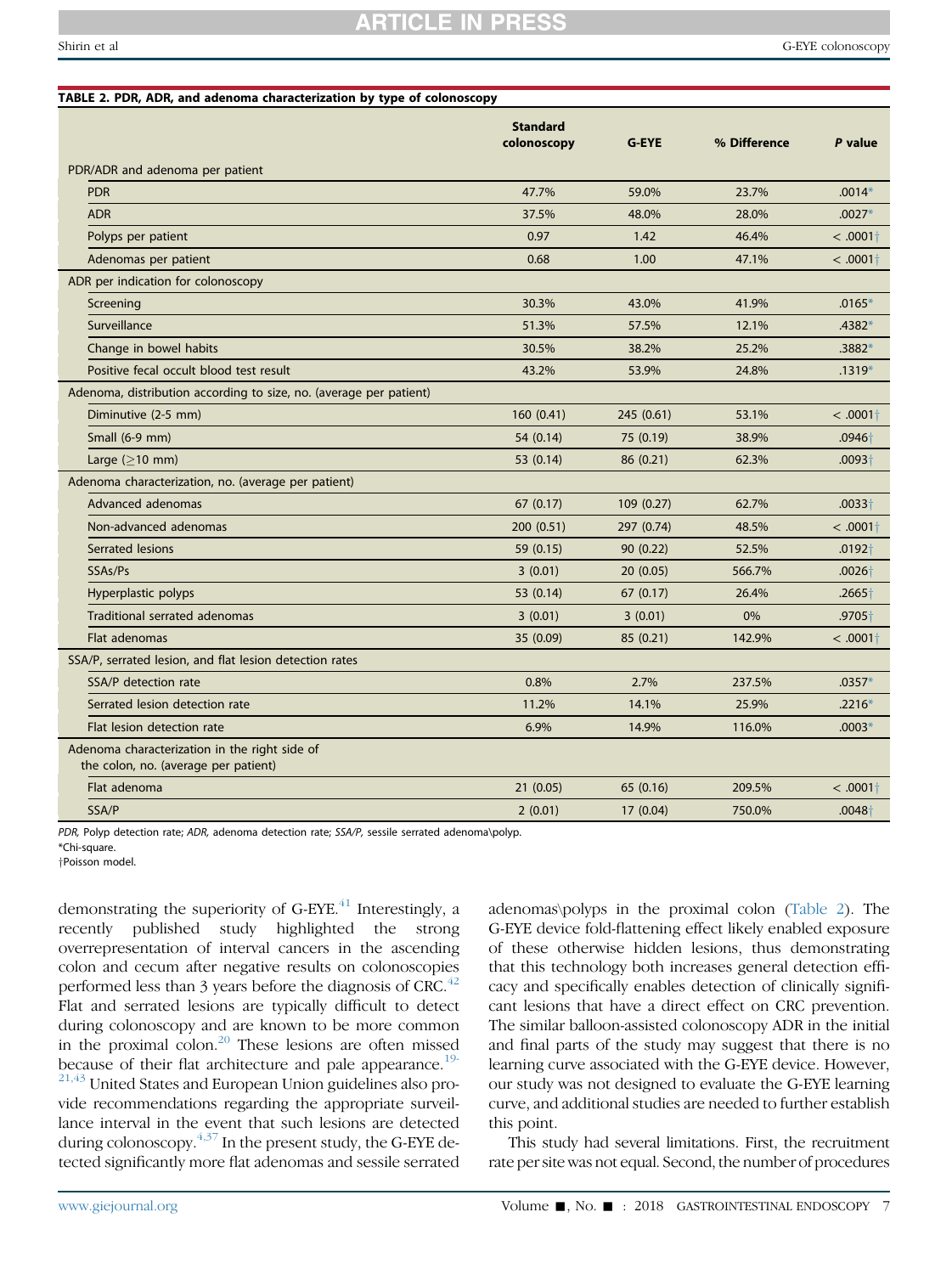**TABLE 2. PDR, ADR, and adenoma characterization by type of colonoscopy**

| | Standard colonoscopy | G-EYE | % Difference | P value |
|---|---|---|---|---|
| PDR/ADR and adenoma per patient | | | | |
| PDR | 47.7% | 59.0% | 23.7% | .0014* |
| ADR | 37.5% | 48.0% | 28.0% | .0027* |
| Polyps per patient | 0.97 | 1.42 | 46.4% | < .0001† |
| Adenomas per patient | 0.68 | 1.00 | 47.1% | < .0001† |
| ADR per indication for colonoscopy | | | | |
| Screening | 30.3% | 43.0% | 41.9% | .0165* |
| Surveillance | 51.3% | 57.5% | 12.1% | .4382* |
| Change in bowel habits | 30.5% | 38.2% | 25.2% | .3882* |
| Positive fecal occult blood test result | 43.2% | 53.9% | 24.8% | .1319* |
| Adenoma, distribution according to size, no. (average per patient) | | | | |
| Diminutive (2-5 mm) | 160 (0.41) | 245 (0.61) | 53.1% | < .0001† |
| Small (6-9 mm) | 54 (0.14) | 75 (0.19) | 38.9% | .0946† |
| Large (≥10 mm) | 53 (0.14) | 86 (0.21) | 62.3% | .0093† |
| Adenoma characterization, no. (average per patient) | | | | |
| Advanced adenomas | 67 (0.17) | 109 (0.27) | 62.7% | .0033† |
| Non-advanced adenomas | 200 (0.51) | 297 (0.74) | 48.5% | < .0001† |
| Serrated lesions | 59 (0.15) | 90 (0.22) | 52.5% | .0192† |
| SSAs/Ps | 3 (0.01) | 20 (0.05) | 566.7% | .0026† |
| Hyperplastic polyps | 53 (0.14) | 67 (0.17) | 26.4% | .2665† |
| Traditional serrated adenomas | 3 (0.01) | 3 (0.01) | 0% | .9705† |
| Flat adenomas | 35 (0.09) | 85 (0.21) | 142.9% | < .0001† |
| SSA/P, serrated lesion, and flat lesion detection rates | | | | |
| SSA/P detection rate | 0.8% | 2.7% | 237.5% | .0357* |
| Serrated lesion detection rate | 11.2% | 14.1% | 25.9% | .2216* |
| Flat lesion detection rate | 6.9% | 14.9% | 116.0% | .0003* |
| Adenoma characterization in the right side of the colon, no. (average per patient) | | | | |
| Flat adenoma | 21 (0.05) | 65 (0.16) | 209.5% | < .0001† |
| SSA/P | 2 (0.01) | 17 (0.04) | 750.0% | .0048† |

*PDR*, Polyp detection rate; *ADR*, adenoma detection rate; *SSA/P*, sessile serrated adenoma\polyp.
*Chi-square.
†Poisson model.

demonstrating the superiority of G-EYE.[41] Interestingly, a recently published study highlighted the strong overrepresentation of interval cancers in the ascending colon and cecum after negative results on colonoscopies performed less than 3 years before the diagnosis of CRC.[42] Flat and serrated lesions are typically difficult to detect during colonoscopy and are known to be more common in the proximal colon.[20] These lesions are often missed because of their flat architecture and pale appearance.[19-21,43] United States and European Union guidelines also provide recommendations regarding the appropriate surveillance interval in the event that such lesions are detected during colonoscopy.[4,37] In the present study, the G-EYE detected significantly more flat adenomas and sessile serrated adenomas\polyps in the proximal colon (Table 2). The G-EYE device fold-flattening effect likely enabled exposure of these otherwise hidden lesions, thus demonstrating that this technology both increases general detection efficacy and specifically enables detection of clinically significant lesions that have a direct effect on CRC prevention. The similar balloon-assisted colonoscopy ADR in the initial and final parts of the study may suggest that there is no learning curve associated with the G-EYE device. However, our study was not designed to evaluate the G-EYE learning curve, and additional studies are needed to further establish this point.

This study had several limitations. First, the recruitment rate per site was not equal. Second, the number of procedures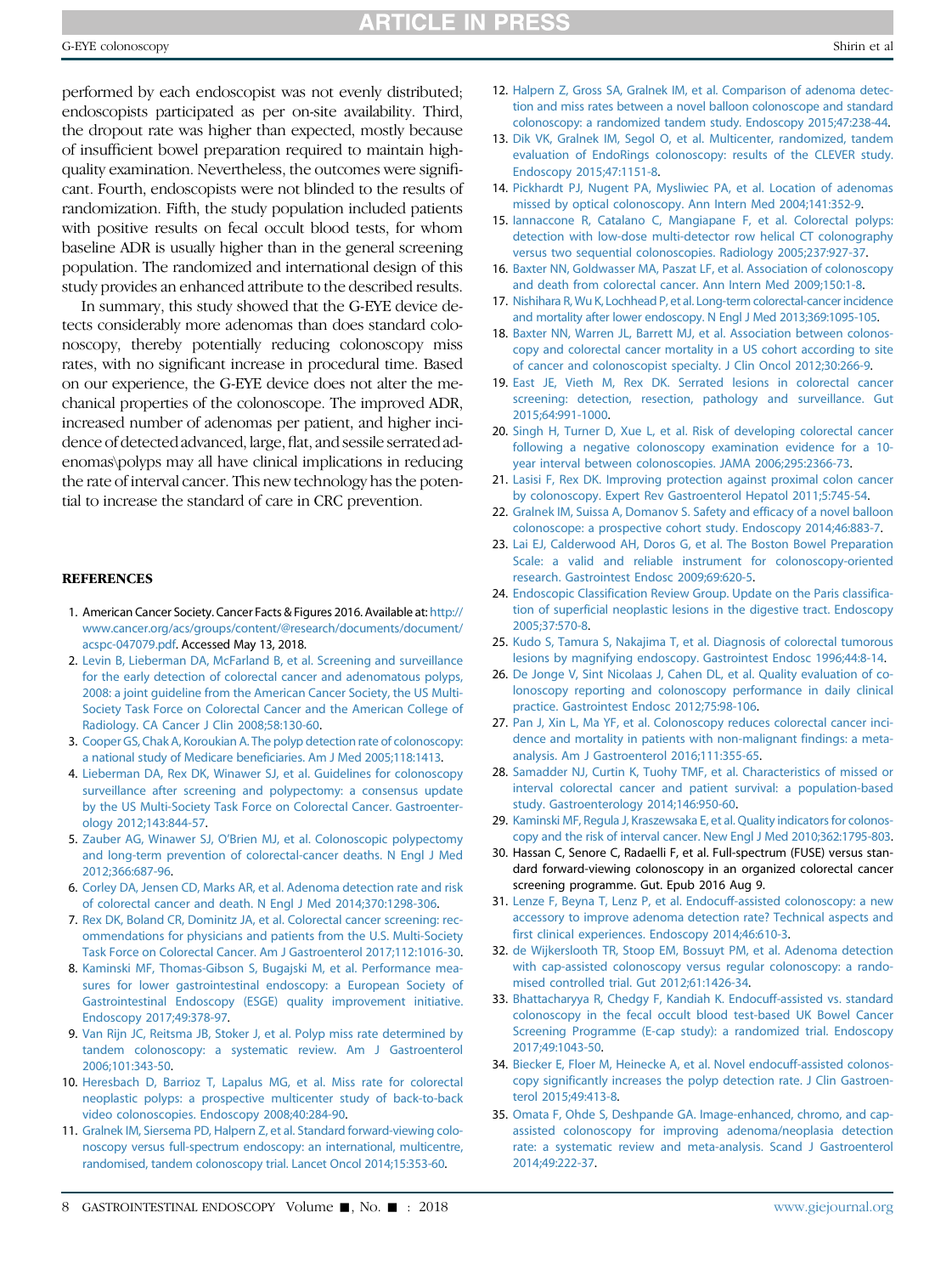performed by each endoscopist was not evenly distributed; endoscopists participated as per on-site availability. Third, the dropout rate was higher than expected, mostly because of insufficient bowel preparation required to maintain high-quality examination. Nevertheless, the outcomes were significant. Fourth, endoscopists were not blinded to the results of randomization. Fifth, the study population included patients with positive results on fecal occult blood tests, for whom baseline ADR is usually higher than in the general screening population. The randomized and international design of this study provides an enhanced attribute to the described results.

In summary, this study showed that the G-EYE device detects considerably more adenomas than does standard colonoscopy, thereby potentially reducing colonoscopy miss rates, with no significant increase in procedural time. Based on our experience, the G-EYE device does not alter the mechanical properties of the colonoscope. The improved ADR, increased number of adenomas per patient, and higher incidence of detected advanced, large, flat, and sessile serrated adenomas\polyps may all have clinical implications in reducing the rate of interval cancer. This new technology has the potential to increase the standard of care in CRC prevention.

## REFERENCES

1. American Cancer Society. Cancer Facts & Figures 2016. Available at: http://www.cancer.org/acs/groups/content/@research/documents/document/acspc-047079.pdf. Accessed May 13, 2018.
2. Levin B, Lieberman DA, McFarland B, et al. Screening and surveillance for the early detection of colorectal cancer and adenomatous polyps, 2008: a joint guideline from the American Cancer Society, the US Multi-Society Task Force on Colorectal Cancer and the American College of Radiology. CA Cancer J Clin 2008;58:130-60.
3. Cooper GS, Chak A, Koroukian A. The polyp detection rate of colonoscopy: a national study of Medicare beneficiaries. Am J Med 2005;118:1413.
4. Lieberman DA, Rex DK, Winawer SJ, et al. Guidelines for colonoscopy surveillance after screening and polypectomy: a consensus update by the US Multi-Society Task Force on Colorectal Cancer. Gastroenterology 2012;143:844-57.
5. Zauber AG, Winawer SJ, O'Brien MJ, et al. Colonoscopic polypectomy and long-term prevention of colorectal-cancer deaths. N Engl J Med 2012;366:687-96.
6. Corley DA, Jensen CD, Marks AR, et al. Adenoma detection rate and risk of colorectal cancer and death. N Engl J Med 2014;370:1298-306.
7. Rex DK, Boland CR, Dominitz JA, et al. Colorectal cancer screening: recommendations for physicians and patients from the U.S. Multi-Society Task Force on Colorectal Cancer. Am J Gastroenterol 2017;112:1016-30.
8. Kaminski MF, Thomas-Gibson S, Bugajski M, et al. Performance measures for lower gastrointestinal endoscopy: a European Society of Gastrointestinal Endoscopy (ESGE) quality improvement initiative. Endoscopy 2017;49:378-97.
9. Van Rijn JC, Reitsma JB, Stoker J, et al. Polyp miss rate determined by tandem colonoscopy: a systematic review. Am J Gastroenterol 2006;101:343-50.
10. Heresbach D, Barrioz T, Lapalus MG, et al. Miss rate for colorectal neoplastic polyps: a prospective multicenter study of back-to-back video colonoscopies. Endoscopy 2008;40:284-90.
11. Gralnek IM, Siersema PD, Halpern Z, et al. Standard forward-viewing colonoscopy versus full-spectrum endoscopy: an international, multicentre, randomised, tandem colonoscopy trial. Lancet Oncol 2014;15:353-60.
12. Halpern Z, Gross SA, Gralnek IM, et al. Comparison of adenoma detection and miss rates between a novel balloon colonoscope and standard colonoscopy: a randomized tandem study. Endoscopy 2015;47:238-44.
13. Dik VK, Gralnek IM, Segol O, et al. Multicenter, randomized, tandem evaluation of EndoRings colonoscopy: results of the CLEVER study. Endoscopy 2015;47:1151-8.
14. Pickhardt PJ, Nugent PA, Mysliwiec PA, et al. Location of adenomas missed by optical colonoscopy. Ann Intern Med 2004;141:352-9.
15. Iannaccone R, Catalano C, Mangiapane F, et al. Colorectal polyps: detection with low-dose multi-detector row helical CT colonography versus two sequential colonoscopies. Radiology 2005;237:927-37.
16. Baxter NN, Goldwasser MA, Paszat LF, et al. Association of colonoscopy and death from colorectal cancer. Ann Intern Med 2009;150:1-8.
17. Nishihara R, Wu K, Lochhead P, et al. Long-term colorectal-cancer incidence and mortality after lower endoscopy. N Engl J Med 2013;369:1095-105.
18. Baxter NN, Warren JL, Barrett MJ, et al. Association between colonoscopy and colorectal cancer mortality in a US cohort according to site of cancer and colonoscopist specialty. J Clin Oncol 2012;30:266-9.
19. East JE, Vieth M, Rex DK. Serrated lesions in colorectal cancer screening: detection, resection, pathology and surveillance. Gut 2015;64:991-1000.
20. Singh H, Turner D, Xue L, et al. Risk of developing colorectal cancer following a negative colonoscopy examination evidence for a 10-year interval between colonoscopies. JAMA 2006;295:2366-73.
21. Lasisi F, Rex DK. Improving protection against proximal colon cancer by colonoscopy. Expert Rev Gastroenterol Hepatol 2011;5:745-54.
22. Gralnek IM, Suissa A, Domanov S. Safety and efficacy of a novel balloon colonoscope: a prospective cohort study. Endoscopy 2014;46:883-7.
23. Lai EJ, Calderwood AH, Doros G, et al. The Boston Bowel Preparation Scale: a valid and reliable instrument for colonoscopy-oriented research. Gastrointest Endosc 2009;69:620-5.
24. Endoscopic Classification Review Group. Update on the Paris classification of superficial neoplastic lesions in the digestive tract. Endoscopy 2005;37:570-8.
25. Kudo S, Tamura S, Nakajima T, et al. Diagnosis of colorectal tumorous lesions by magnifying endoscopy. Gastrointest Endosc 1996;44:8-14.
26. De Jonge V, Sint Nicolaas J, Cahen DL, et al. Quality evaluation of colonoscopy reporting and colonoscopy performance in daily clinical practice. Gastrointest Endosc 2012;75:98-106.
27. Pan J, Xin L, Ma YF, et al. Colonoscopy reduces colorectal cancer incidence and mortality in patients with non-malignant findings: a meta-analysis. Am J Gastroenterol 2016;111:355-65.
28. Samadder NJ, Curtin K, Tuohy TMF, et al. Characteristics of missed or interval colorectal cancer and patient survival: a population-based study. Gastroenterology 2014;146:950-60.
29. Kaminski MF, Regula J, Kraszewsaka E, et al. Quality indicators for colonoscopy and the risk of interval cancer. New Engl J Med 2010;362:1795-803.
30. Hassan C, Senore C, Radaelli F, et al. Full-spectrum (FUSE) versus standard forward-viewing colonoscopy in an organized colorectal cancer screening programme. Gut. Epub 2016 Aug 9.
31. Lenze F, Beyna T, Lenz P, et al. Endocuff-assisted colonoscopy: a new accessory to improve adenoma detection rate? Technical aspects and first clinical experiences. Endoscopy 2014;46:610-3.
32. de Wijkerslooth TR, Stoop EM, Bossuyt PM, et al. Adenoma detection with cap-assisted colonoscopy versus regular colonoscopy: a randomised controlled trial. Gut 2012;61:1426-34.
33. Bhattacharyya R, Chedgy F, Kandiah K. Endocuff-assisted vs. standard colonoscopy in the fecal occult blood test-based UK Bowel Cancer Screening Programme (E-cap study): a randomized trial. Endoscopy 2017;49:1043-50.
34. Biecker E, Floer M, Heinecke A, et al. Novel endocuff-assisted colonoscopy significantly increases the polyp detection rate. J Clin Gastroenterol 2015;49:413-8.
35. Omata F, Ohde S, Deshpande GA. Image-enhanced, chromo, and cap-assisted colonoscopy for improving adenoma/neoplasia detection rate: a systematic review and meta-analysis. Scand J Gastroenterol 2014;49:222-37.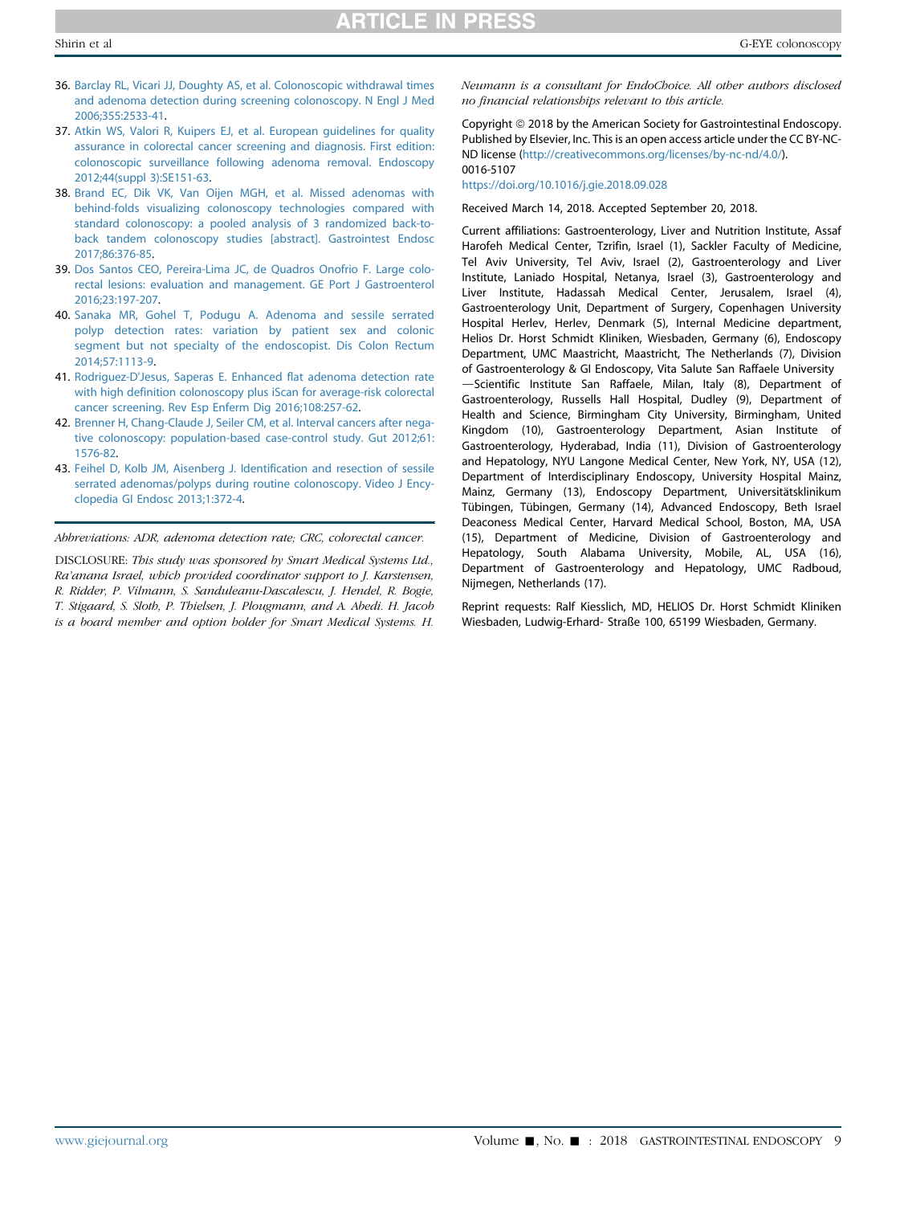36. Barclay RL, Vicari JJ, Doughty AS, et al. Colonoscopic withdrawal times and adenoma detection during screening colonoscopy. N Engl J Med 2006;355:2533-41.
37. Atkin WS, Valori R, Kuipers EJ, et al. European guidelines for quality assurance in colorectal cancer screening and diagnosis. First edition: colonoscopic surveillance following adenoma removal. Endoscopy 2012;44(suppl 3):SE151-63.
38. Brand EC, Dik VK, Van Oijen MGH, et al. Missed adenomas with behind-folds visualizing colonoscopy technologies compared with standard colonoscopy: a pooled analysis of 3 randomized back-to-back tandem colonoscopy studies [abstract]. Gastrointest Endosc 2017;86:376-85.
39. Dos Santos CEO, Pereira-Lima JC, de Quadros Onofrio F. Large colorectal lesions: evaluation and management. GE Port J Gastroenterol 2016;23:197-207.
40. Sanaka MR, Gohel T, Podugu A. Adenoma and sessile serrated polyp detection rates: variation by patient sex and colonic segment but not specialty of the endoscopist. Dis Colon Rectum 2014;57:1113-9.
41. Rodriguez-D'Jesus, Saperas E. Enhanced flat adenoma detection rate with high definition colonoscopy plus iScan for average-risk colorectal cancer screening. Rev Esp Enferm Dig 2016;108:257-62.
42. Brenner H, Chang-Claude J, Seiler CM, et al. Interval cancers after negative colonoscopy: population-based case-control study. Gut 2012;61:1576-82.
43. Feihel D, Kolb JM, Aisenberg J. Identification and resection of sessile serrated adenomas/polyps during routine colonoscopy. Video J Encyclopedia GI Endosc 2013;1:372-4.

---

*Abbreviations: ADR, adenoma detection rate; CRC, colorectal cancer.*

DISCLOSURE: *This study was sponsored by Smart Medical Systems Ltd., Ra'anana Israel, which provided coordinator support to J. Karstensen, R. Ridder, P. Vilmann, S. Sanduleanu-Dascalescu, J. Hendel, R. Bogie, T. Stigaard, S. Sloth, P. Thielsen, J. Plougmann, and A. Abedi. H. Jacob is a board member and option holder for Smart Medical Systems. H. Neumann is a consultant for EndoChoice. All other authors disclosed no financial relationships relevant to this article.*

Copyright © 2018 by the American Society for Gastrointestinal Endoscopy. Published by Elsevier, Inc. This is an open access article under the CC BY-NC-ND license (http://creativecommons.org/licenses/by-nc-nd/4.0/).
0016-5107
https://doi.org/10.1016/j.gie.2018.09.028

Received March 14, 2018. Accepted September 20, 2018.

Current affiliations: Gastroenterology, Liver and Nutrition Institute, Assaf Harofeh Medical Center, Tzrifin, Israel (1), Sackler Faculty of Medicine, Tel Aviv University, Tel Aviv, Israel (2), Gastroenterology and Liver Institute, Laniado Hospital, Netanya, Israel (3), Gastroenterology and Liver Institute, Hadassah Medical Center, Jerusalem, Israel (4), Gastroenterology Unit, Department of Surgery, Copenhagen University Hospital Herlev, Herlev, Denmark (5), Internal Medicine department, Helios Dr. Horst Schmidt Kliniken, Wiesbaden, Germany (6), Endoscopy Department, UMC Maastricht, Maastricht, The Netherlands (7), Division of Gastroenterology & GI Endoscopy, Vita Salute San Raffaele University—Scientific Institute San Raffaele, Milan, Italy (8), Department of Gastroenterology, Russells Hall Hospital, Dudley (9), Department of Health and Science, Birmingham City University, Birmingham, United Kingdom (10), Gastroenterology Department, Asian Institute of Gastroenterology, Hyderabad, India (11), Division of Gastroenterology and Hepatology, NYU Langone Medical Center, New York, NY, USA (12), Department of Interdisciplinary Endoscopy, University Hospital Mainz, Mainz, Germany (13), Endoscopy Department, Universitätsklinikum Tübingen, Tübingen, Germany (14), Advanced Endoscopy, Beth Israel Deaconess Medical Center, Harvard Medical School, Boston, MA, USA (15), Department of Medicine, Division of Gastroenterology and Hepatology, South Alabama University, Mobile, AL, USA (16), Department of Gastroenterology and Hepatology, UMC Radboud, Nijmegen, Netherlands (17).

Reprint requests: Ralf Kiesslich, MD, HELIOS Dr. Horst Schmidt Kliniken Wiesbaden, Ludwig-Erhard- Straße 100, 65199 Wiesbaden, Germany.